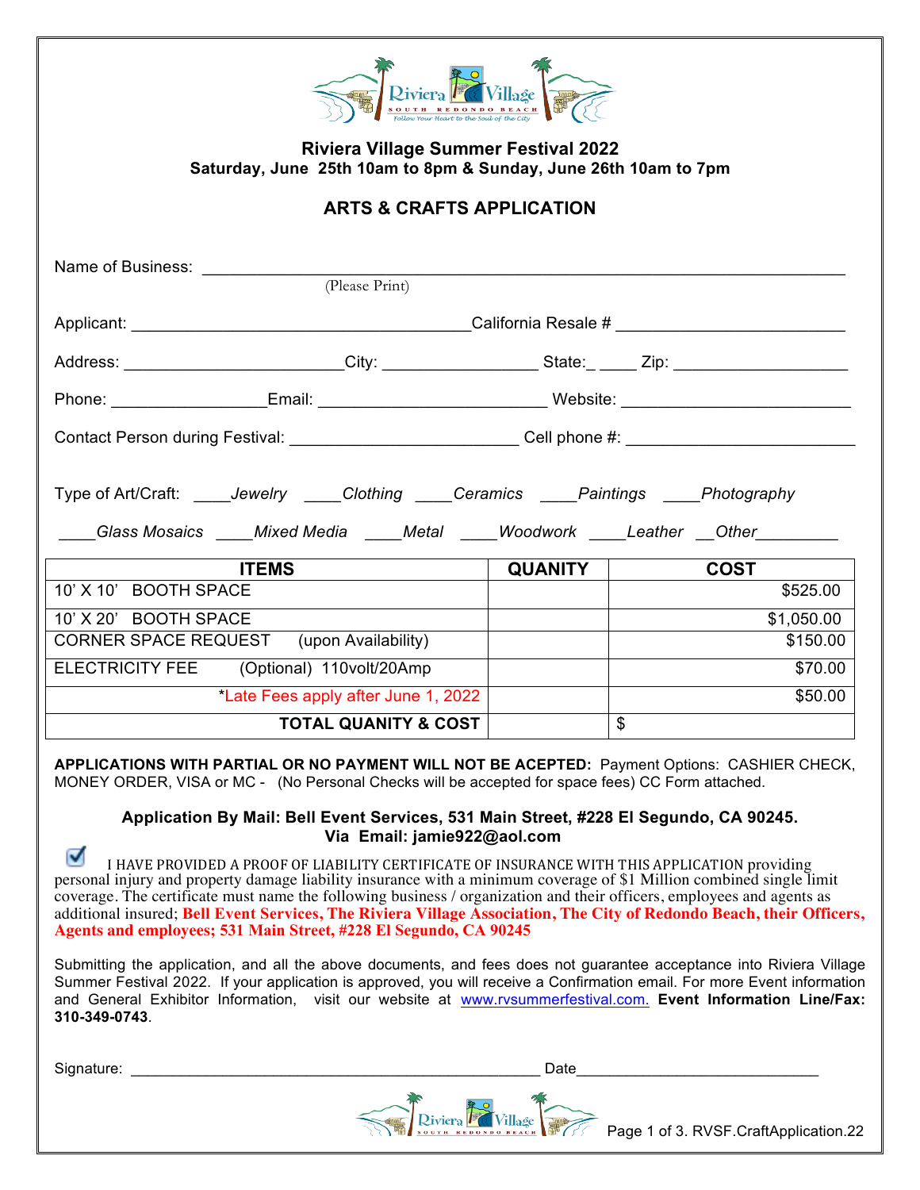# Riviera Village Summer Festival 2022

**Saturday, June 25th 10am to 8pm & Sunday, June 26th 10am to 7pm**

## ARTS & CRAFTS APPLICATION

Name of Business: ___________________________________________
(Please Print)

Applicant: ______________________________ California Resale # ____________________

Address: ____________________ City: ______________ State:_ ____ Zip: ________________

Phone: ______________ Email: ____________________ Website: ____________________

Contact Person during Festival: ____________________ Cell phone #: ____________________

Type of Art/Craft: ____*Jewelry* ____*Clothing* ____*Ceramics* ____*Paintings* ____*Photography*

____*Glass Mosaics* ____*Mixed Media* ____*Metal* ____*Woodwork* ____*Leather* __*Other*_________

| ITEMS | QUANITY | COST |
|---|---|---|
| 10' X 10' BOOTH SPACE | | $525.00 |
| 10' X 20' BOOTH SPACE | | $1,050.00 |
| CORNER SPACE REQUEST (upon Availability) | | $150.00 |
| ELECTRICITY FEE (Optional) 110volt/20Amp | | $70.00 |
| *Late Fees apply after June 1, 2022 | | $50.00 |
| **TOTAL QUANITY & COST** | | $ |

**APPLICATIONS WITH PARTIAL OR NO PAYMENT WILL NOT BE ACEPTED:** Payment Options: CASHIER CHECK, MONEY ORDER, VISA or MC - (No Personal Checks will be accepted for space fees) CC Form attached.

**Application By Mail: Bell Event Services, 531 Main Street, #228 El Segundo, CA 90245.**
**Via Email: jamie922@aol.com**

☑ I HAVE PROVIDED A PROOF OF LIABILITY CERTIFICATE OF INSURANCE WITH THIS APPLICATION providing personal injury and property damage liability insurance with a minimum coverage of $1 Million combined single limit coverage. The certificate must name the following business / organization and their officers, employees and agents as additional insured; **Bell Event Services, The Riviera Village Association, The City of Redondo Beach, their Officers, Agents and employees; 531 Main Street, #228 El Segundo, CA 90245**

Submitting the application, and all the above documents, and fees does not guarantee acceptance into Riviera Village Summer Festival 2022. If your application is approved, you will receive a Confirmation email. For more Event information and General Exhibitor Information, visit our website at www.rvsummerfestival.com. **Event Information Line/Fax: 310-349-0743**.

Signature: ________________________________________ Date_______________________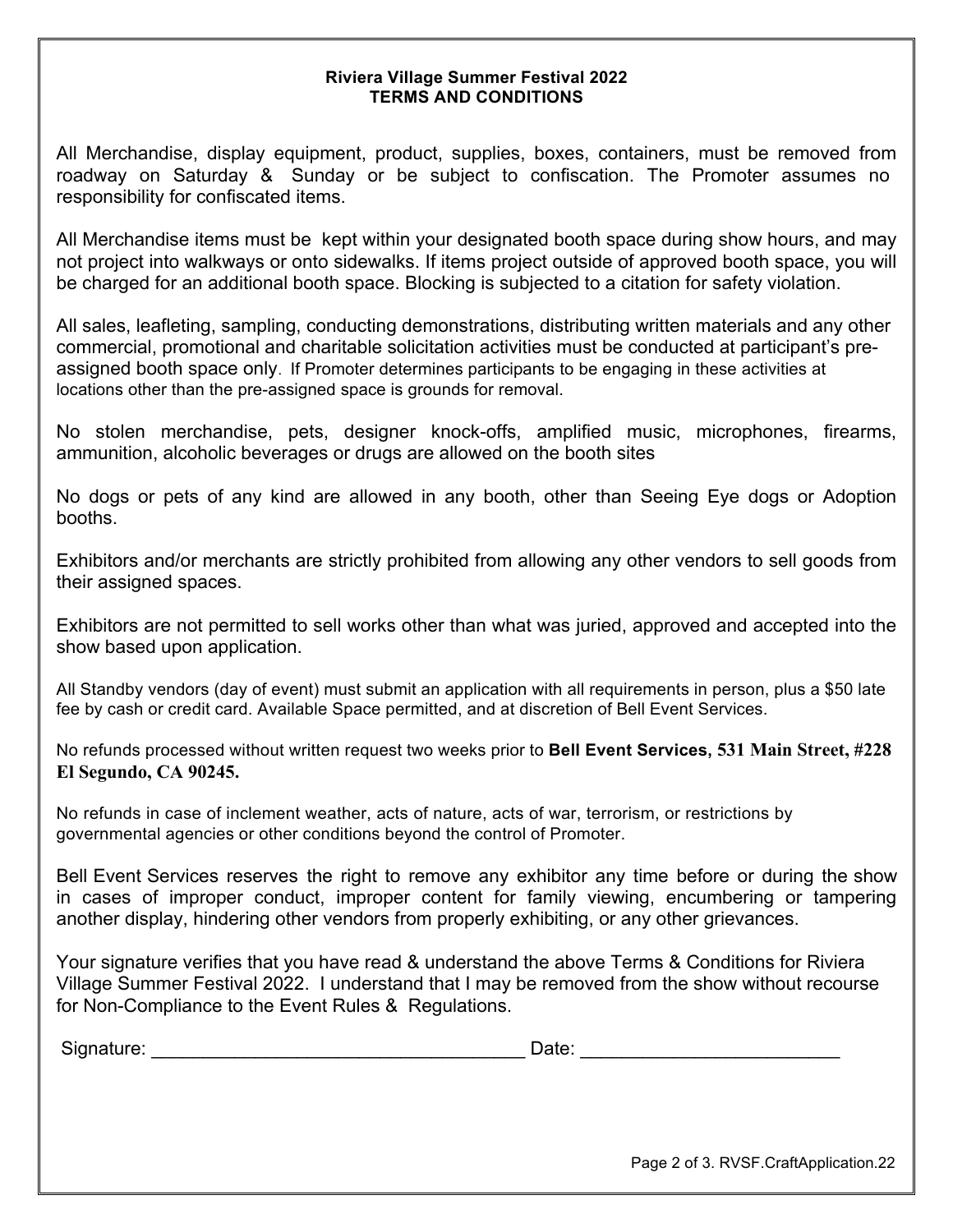**Riviera Village Summer Festival 2022**
**TERMS AND CONDITIONS**

All Merchandise, display equipment, product, supplies, boxes, containers, must be removed from roadway on Saturday & Sunday or be subject to confiscation. The Promoter assumes no responsibility for confiscated items.

All Merchandise items must be kept within your designated booth space during show hours, and may not project into walkways or onto sidewalks. If items project outside of approved booth space, you will be charged for an additional booth space. Blocking is subjected to a citation for safety violation.

All sales, leafleting, sampling, conducting demonstrations, distributing written materials and any other commercial, promotional and charitable solicitation activities must be conducted at participant's pre-assigned booth space only. If Promoter determines participants to be engaging in these activities at locations other than the pre-assigned space is grounds for removal.

No stolen merchandise, pets, designer knock-offs, amplified music, microphones, firearms, ammunition, alcoholic beverages or drugs are allowed on the booth sites

No dogs or pets of any kind are allowed in any booth, other than Seeing Eye dogs or Adoption booths.

Exhibitors and/or merchants are strictly prohibited from allowing any other vendors to sell goods from their assigned spaces.

Exhibitors are not permitted to sell works other than what was juried, approved and accepted into the show based upon application.

All Standby vendors (day of event) must submit an application with all requirements in person, plus a $50 late fee by cash or credit card. Available Space permitted, and at discretion of Bell Event Services.

No refunds processed without written request two weeks prior to **Bell Event Services, 531 Main Street, #228 El Segundo, CA 90245.**

No refunds in case of inclement weather, acts of nature, acts of war, terrorism, or restrictions by governmental agencies or other conditions beyond the control of Promoter.

Bell Event Services reserves the right to remove any exhibitor any time before or during the show in cases of improper conduct, improper content for family viewing, encumbering or tampering another display, hindering other vendors from properly exhibiting, or any other grievances.

Your signature verifies that you have read & understand the above Terms & Conditions for Riviera Village Summer Festival 2022. I understand that I may be removed from the show without recourse for Non-Compliance to the Event Rules & Regulations.

Signature: ___________________________________ Date: ________________________

RVSF.CraftApplication.22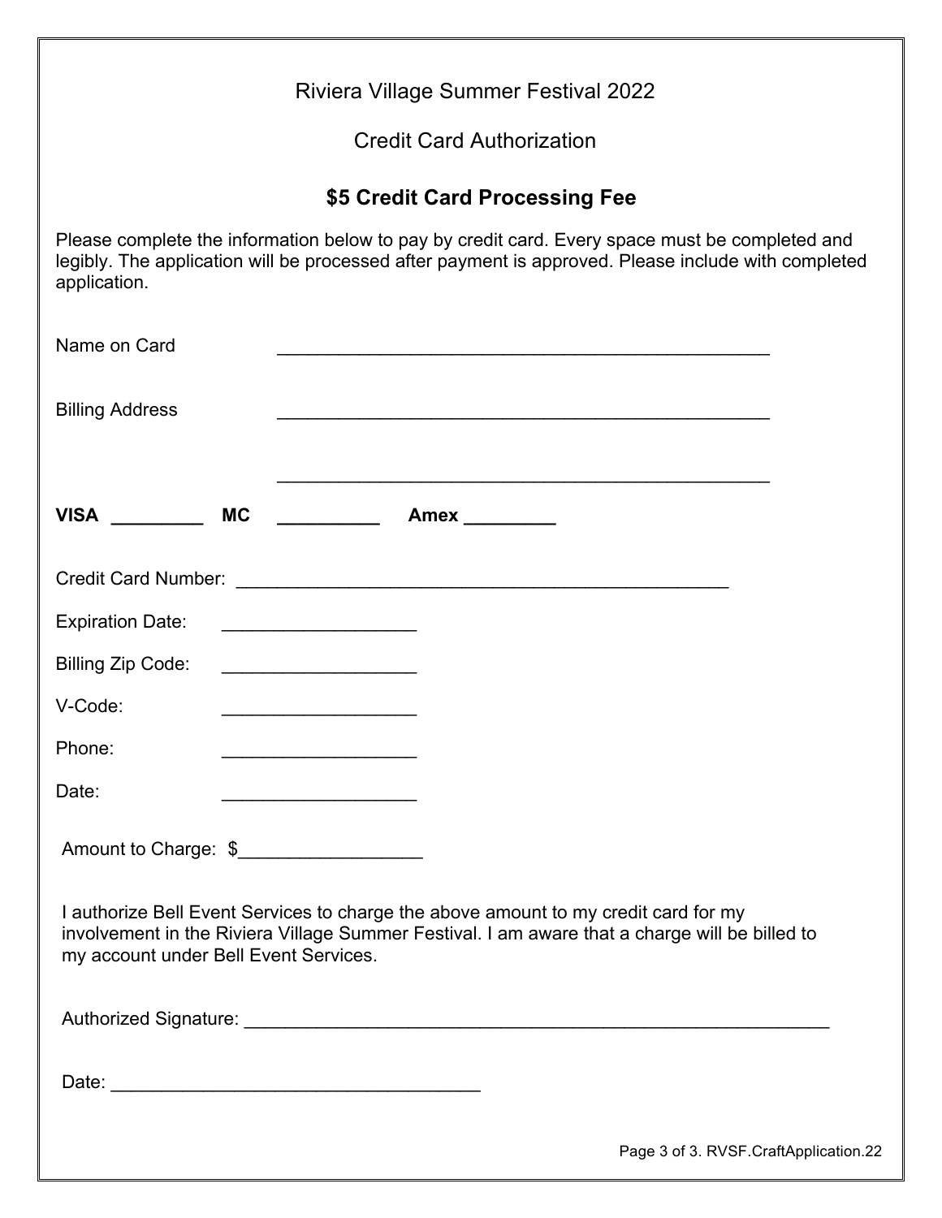Riviera Village Summer Festival 2022

Credit Card Authorization

**$5 Credit Card Processing Fee**

Please complete the information below to pay by credit card. Every space must be completed and legibly. The application will be processed after payment is approved. Please include with completed application.

Name on Card ________________________________________________

Billing Address ________________________________________________

________________________________________________

**VISA** _________ **MC** __________ **Amex** _________

Credit Card Number: ________________________________________________

Expiration Date: ___________________

Billing Zip Code: ___________________

V-Code: ___________________

Phone: ___________________

Date: ___________________

Amount to Charge: $_________________

I authorize Bell Event Services to charge the above amount to my credit card for my involvement in the Riviera Village Summer Festival. I am aware that a charge will be billed to my account under Bell Event Services.

Authorized Signature: __________________________________________________________

Date: ____________________________________

RVSF.CraftApplication.22